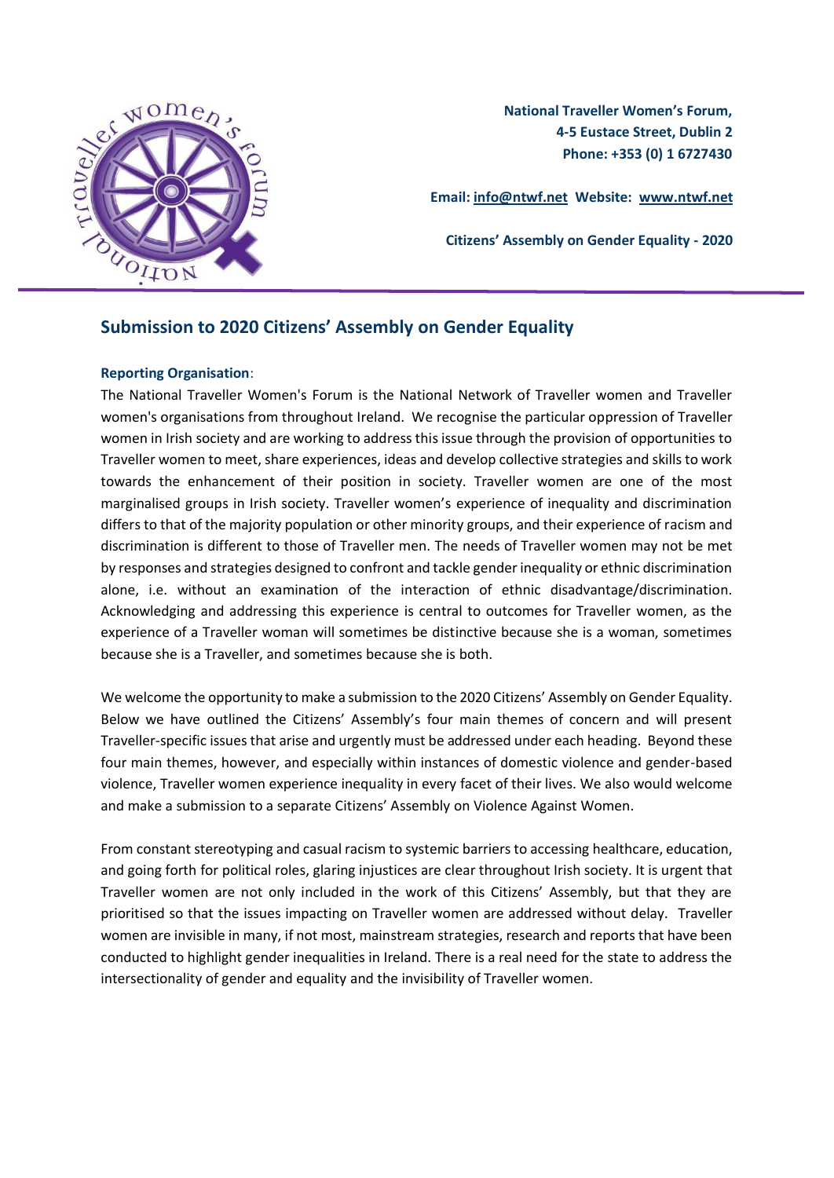**National Traveller Women's Forum,**
**4-5 Eustace Street, Dublin 2**
**Phone: +353 (0) 1 6727430**

**Email: info@ntwf.net Website: www.ntwf.net**

**Citizens' Assembly on Gender Equality - 2020**

## Submission to 2020 Citizens' Assembly on Gender Equality

**Reporting Organisation**:

The National Traveller Women's Forum is the National Network of Traveller women and Traveller women's organisations from throughout Ireland. We recognise the particular oppression of Traveller women in Irish society and are working to address this issue through the provision of opportunities to Traveller women to meet, share experiences, ideas and develop collective strategies and skills to work towards the enhancement of their position in society. Traveller women are one of the most marginalised groups in Irish society. Traveller women's experience of inequality and discrimination differs to that of the majority population or other minority groups, and their experience of racism and discrimination is different to those of Traveller men. The needs of Traveller women may not be met by responses and strategies designed to confront and tackle gender inequality or ethnic discrimination alone, i.e. without an examination of the interaction of ethnic disadvantage/discrimination. Acknowledging and addressing this experience is central to outcomes for Traveller women, as the experience of a Traveller woman will sometimes be distinctive because she is a woman, sometimes because she is a Traveller, and sometimes because she is both.

We welcome the opportunity to make a submission to the 2020 Citizens' Assembly on Gender Equality. Below we have outlined the Citizens' Assembly's four main themes of concern and will present Traveller-specific issues that arise and urgently must be addressed under each heading. Beyond these four main themes, however, and especially within instances of domestic violence and gender-based violence, Traveller women experience inequality in every facet of their lives. We also would welcome and make a submission to a separate Citizens' Assembly on Violence Against Women.

From constant stereotyping and casual racism to systemic barriers to accessing healthcare, education, and going forth for political roles, glaring injustices are clear throughout Irish society. It is urgent that Traveller women are not only included in the work of this Citizens' Assembly, but that they are prioritised so that the issues impacting on Traveller women are addressed without delay. Traveller women are invisible in many, if not most, mainstream strategies, research and reports that have been conducted to highlight gender inequalities in Ireland. There is a real need for the state to address the intersectionality of gender and equality and the invisibility of Traveller women.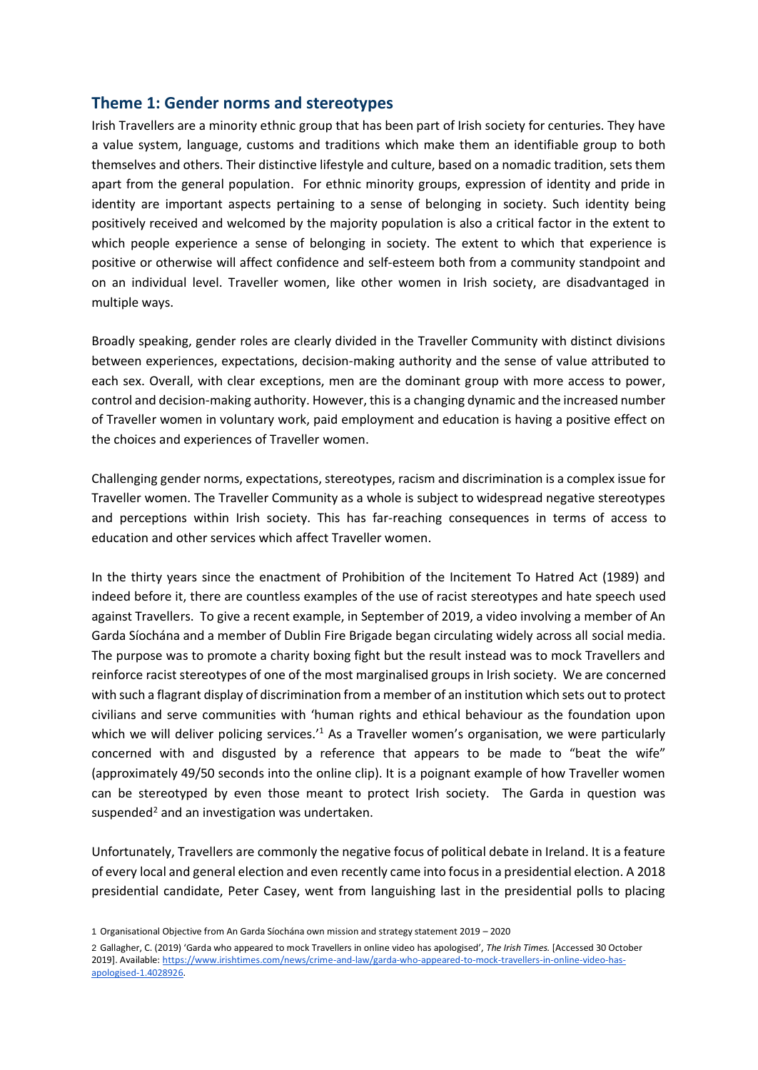## Theme 1: Gender norms and stereotypes

Irish Travellers are a minority ethnic group that has been part of Irish society for centuries. They have a value system, language, customs and traditions which make them an identifiable group to both themselves and others. Their distinctive lifestyle and culture, based on a nomadic tradition, sets them apart from the general population. For ethnic minority groups, expression of identity and pride in identity are important aspects pertaining to a sense of belonging in society. Such identity being positively received and welcomed by the majority population is also a critical factor in the extent to which people experience a sense of belonging in society. The extent to which that experience is positive or otherwise will affect confidence and self-esteem both from a community standpoint and on an individual level. Traveller women, like other women in Irish society, are disadvantaged in multiple ways.

Broadly speaking, gender roles are clearly divided in the Traveller Community with distinct divisions between experiences, expectations, decision-making authority and the sense of value attributed to each sex. Overall, with clear exceptions, men are the dominant group with more access to power, control and decision-making authority. However, this is a changing dynamic and the increased number of Traveller women in voluntary work, paid employment and education is having a positive effect on the choices and experiences of Traveller women.

Challenging gender norms, expectations, stereotypes, racism and discrimination is a complex issue for Traveller women. The Traveller Community as a whole is subject to widespread negative stereotypes and perceptions within Irish society. This has far-reaching consequences in terms of access to education and other services which affect Traveller women.

In the thirty years since the enactment of Prohibition of the Incitement To Hatred Act (1989) and indeed before it, there are countless examples of the use of racist stereotypes and hate speech used against Travellers. To give a recent example, in September of 2019, a video involving a member of An Garda Síochána and a member of Dublin Fire Brigade began circulating widely across all social media. The purpose was to promote a charity boxing fight but the result instead was to mock Travellers and reinforce racist stereotypes of one of the most marginalised groups in Irish society. We are concerned with such a flagrant display of discrimination from a member of an institution which sets out to protect civilians and serve communities with 'human rights and ethical behaviour as the foundation upon which we will deliver policing services.'[1] As a Traveller women's organisation, we were particularly concerned with and disgusted by a reference that appears to be made to "beat the wife" (approximately 49/50 seconds into the online clip). It is a poignant example of how Traveller women can be stereotyped by even those meant to protect Irish society. The Garda in question was suspended[2] and an investigation was undertaken.

Unfortunately, Travellers are commonly the negative focus of political debate in Ireland. It is a feature of every local and general election and even recently came into focus in a presidential election. A 2018 presidential candidate, Peter Casey, went from languishing last in the presidential polls to placing

---

1 Organisational Objective from An Garda Síochána own mission and strategy statement 2019 – 2020

2 Gallagher, C. (2019) 'Garda who appeared to mock Travellers in online video has apologised', *The Irish Times.* [Accessed 30 October 2019]. Available: https://www.irishtimes.com/news/crime-and-law/garda-who-appeared-to-mock-travellers-in-online-video-has-apologised-1.4028926.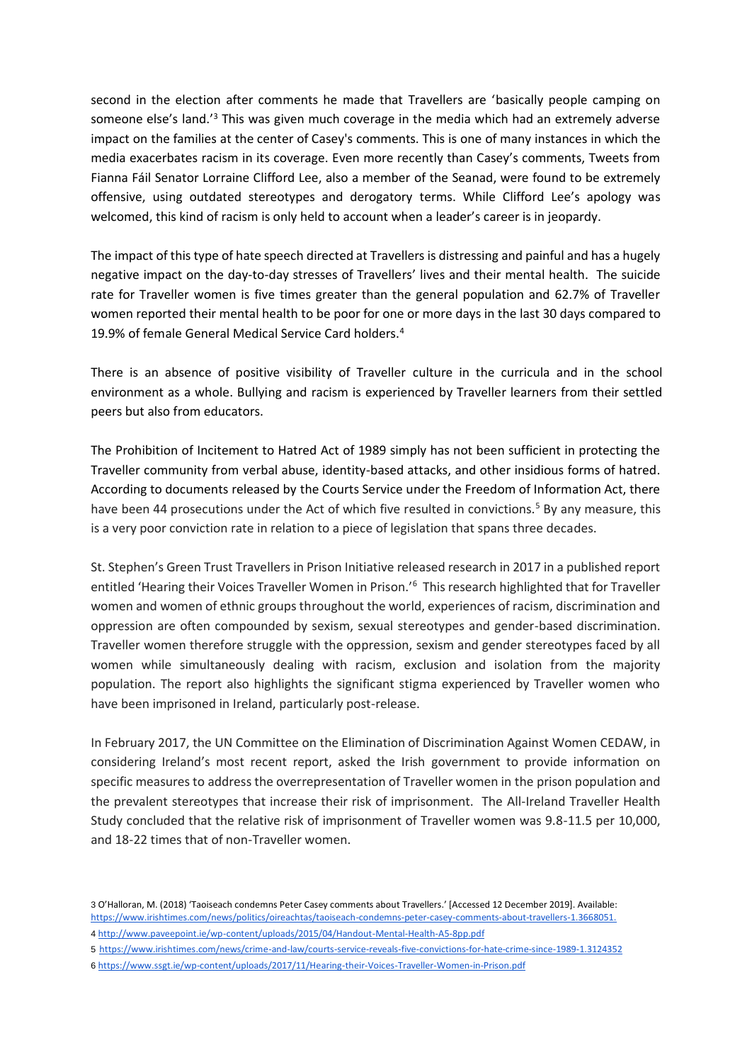second in the election after comments he made that Travellers are 'basically people camping on someone else's land.'[3] This was given much coverage in the media which had an extremely adverse impact on the families at the center of Casey's comments. This is one of many instances in which the media exacerbates racism in its coverage. Even more recently than Casey's comments, Tweets from Fianna Fáil Senator Lorraine Clifford Lee, also a member of the Seanad, were found to be extremely offensive, using outdated stereotypes and derogatory terms. While Clifford Lee's apology was welcomed, this kind of racism is only held to account when a leader's career is in jeopardy.

The impact of this type of hate speech directed at Travellers is distressing and painful and has a hugely negative impact on the day-to-day stresses of Travellers' lives and their mental health. The suicide rate for Traveller women is five times greater than the general population and 62.7% of Traveller women reported their mental health to be poor for one or more days in the last 30 days compared to 19.9% of female General Medical Service Card holders.[4]

There is an absence of positive visibility of Traveller culture in the curricula and in the school environment as a whole. Bullying and racism is experienced by Traveller learners from their settled peers but also from educators.

The Prohibition of Incitement to Hatred Act of 1989 simply has not been sufficient in protecting the Traveller community from verbal abuse, identity-based attacks, and other insidious forms of hatred. According to documents released by the Courts Service under the Freedom of Information Act, there have been 44 prosecutions under the Act of which five resulted in convictions.[5] By any measure, this is a very poor conviction rate in relation to a piece of legislation that spans three decades.

St. Stephen's Green Trust Travellers in Prison Initiative released research in 2017 in a published report entitled 'Hearing their Voices Traveller Women in Prison.'[6] This research highlighted that for Traveller women and women of ethnic groups throughout the world, experiences of racism, discrimination and oppression are often compounded by sexism, sexual stereotypes and gender-based discrimination. Traveller women therefore struggle with the oppression, sexism and gender stereotypes faced by all women while simultaneously dealing with racism, exclusion and isolation from the majority population. The report also highlights the significant stigma experienced by Traveller women who have been imprisoned in Ireland, particularly post-release.

In February 2017, the UN Committee on the Elimination of Discrimination Against Women CEDAW, in considering Ireland's most recent report, asked the Irish government to provide information on specific measures to address the overrepresentation of Traveller women in the prison population and the prevalent stereotypes that increase their risk of imprisonment. The All-Ireland Traveller Health Study concluded that the relative risk of imprisonment of Traveller women was 9.8-11.5 per 10,000, and 18-22 times that of non-Traveller women.

---

3 O'Halloran, M. (2018) 'Taoiseach condemns Peter Casey comments about Travellers.' [Accessed 12 December 2019]. Available: https://www.irishtimes.com/news/politics/oireachtas/taoiseach-condemns-peter-casey-comments-about-travellers-1.3668051.

4 http://www.paveepoint.ie/wp-content/uploads/2015/04/Handout-Mental-Health-A5-8pp.pdf

5 https://www.irishtimes.com/news/crime-and-law/courts-service-reveals-five-convictions-for-hate-crime-since-1989-1.3124352

6 https://www.ssgt.ie/wp-content/uploads/2017/11/Hearing-their-Voices-Traveller-Women-in-Prison.pdf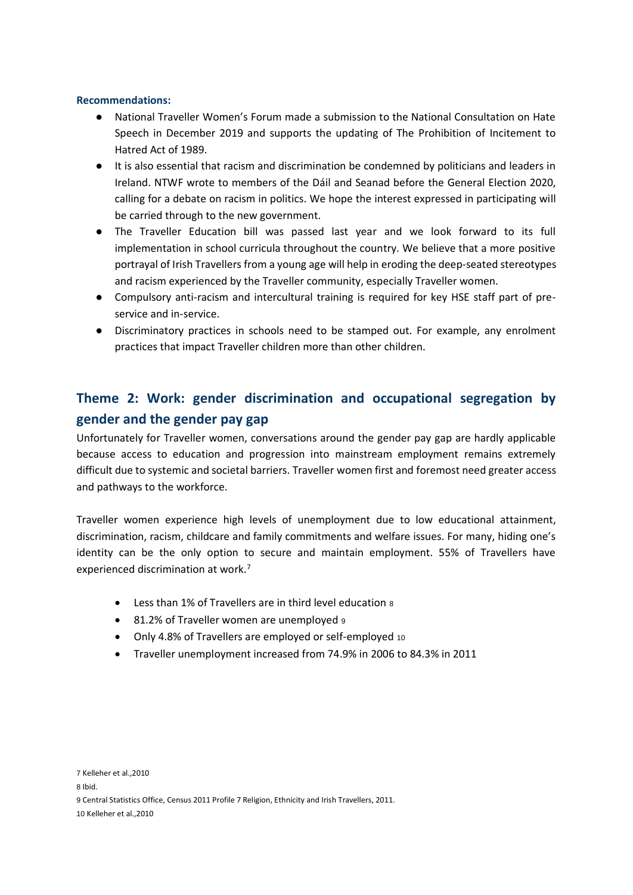**Recommendations:**

- National Traveller Women's Forum made a submission to the National Consultation on Hate Speech in December 2019 and supports the updating of The Prohibition of Incitement to Hatred Act of 1989.
- It is also essential that racism and discrimination be condemned by politicians and leaders in Ireland. NTWF wrote to members of the Dáil and Seanad before the General Election 2020, calling for a debate on racism in politics. We hope the interest expressed in participating will be carried through to the new government.
- The Traveller Education bill was passed last year and we look forward to its full implementation in school curricula throughout the country. We believe that a more positive portrayal of Irish Travellers from a young age will help in eroding the deep-seated stereotypes and racism experienced by the Traveller community, especially Traveller women.
- Compulsory anti-racism and intercultural training is required for key HSE staff part of pre-service and in-service.
- Discriminatory practices in schools need to be stamped out. For example, any enrolment practices that impact Traveller children more than other children.

## Theme 2: Work: gender discrimination and occupational segregation by gender and the gender pay gap

Unfortunately for Traveller women, conversations around the gender pay gap are hardly applicable because access to education and progression into mainstream employment remains extremely difficult due to systemic and societal barriers. Traveller women first and foremost need greater access and pathways to the workforce.

Traveller women experience high levels of unemployment due to low educational attainment, discrimination, racism, childcare and family commitments and welfare issues. For many, hiding one's identity can be the only option to secure and maintain employment. 55% of Travellers have experienced discrimination at work.[7]

- Less than 1% of Travellers are in third level education [8]
- 81.2% of Traveller women are unemployed [9]
- Only 4.8% of Travellers are employed or self-employed [10]
- Traveller unemployment increased from 74.9% in 2006 to 84.3% in 2011

7 Kelleher et al.,2010

8 Ibid.

9 Central Statistics Office, Census 2011 Profile 7 Religion, Ethnicity and Irish Travellers, 2011.

10 Kelleher et al.,2010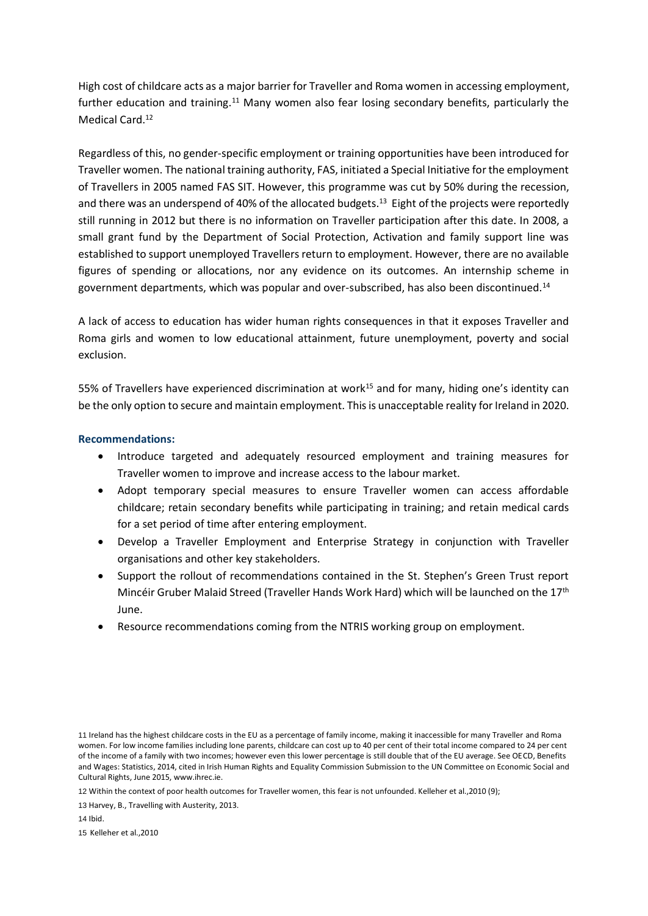High cost of childcare acts as a major barrier for Traveller and Roma women in accessing employment, further education and training.[11] Many women also fear losing secondary benefits, particularly the Medical Card.[12]

Regardless of this, no gender-specific employment or training opportunities have been introduced for Traveller women. The national training authority, FAS, initiated a Special Initiative for the employment of Travellers in 2005 named FAS SIT. However, this programme was cut by 50% during the recession, and there was an underspend of 40% of the allocated budgets.[13] Eight of the projects were reportedly still running in 2012 but there is no information on Traveller participation after this date. In 2008, a small grant fund by the Department of Social Protection, Activation and family support line was established to support unemployed Travellers return to employment. However, there are no available figures of spending or allocations, nor any evidence on its outcomes. An internship scheme in government departments, which was popular and over-subscribed, has also been discontinued.[14]

A lack of access to education has wider human rights consequences in that it exposes Traveller and Roma girls and women to low educational attainment, future unemployment, poverty and social exclusion.

55% of Travellers have experienced discrimination at work[15] and for many, hiding one's identity can be the only option to secure and maintain employment. This is unacceptable reality for Ireland in 2020.

### Recommendations:

- Introduce targeted and adequately resourced employment and training measures for Traveller women to improve and increase access to the labour market.
- Adopt temporary special measures to ensure Traveller women can access affordable childcare; retain secondary benefits while participating in training; and retain medical cards for a set period of time after entering employment.
- Develop a Traveller Employment and Enterprise Strategy in conjunction with Traveller organisations and other key stakeholders.
- Support the rollout of recommendations contained in the St. Stephen's Green Trust report Mincéir Gruber Malaid Streed (Traveller Hands Work Hard) which will be launched on the 17th June.
- Resource recommendations coming from the NTRIS working group on employment.

---

11 Ireland has the highest childcare costs in the EU as a percentage of family income, making it inaccessible for many Traveller and Roma women. For low income families including lone parents, childcare can cost up to 40 per cent of their total income compared to 24 per cent of the income of a family with two incomes; however even this lower percentage is still double that of the EU average. See OECD, Benefits and Wages: Statistics, 2014, cited in Irish Human Rights and Equality Commission Submission to the UN Committee on Economic Social and Cultural Rights, June 2015, www.ihrec.ie.

12 Within the context of poor health outcomes for Traveller women, this fear is not unfounded. Kelleher et al.,2010 (9);

13 Harvey, B., Travelling with Austerity, 2013.

14 Ibid.

15 Kelleher et al.,2010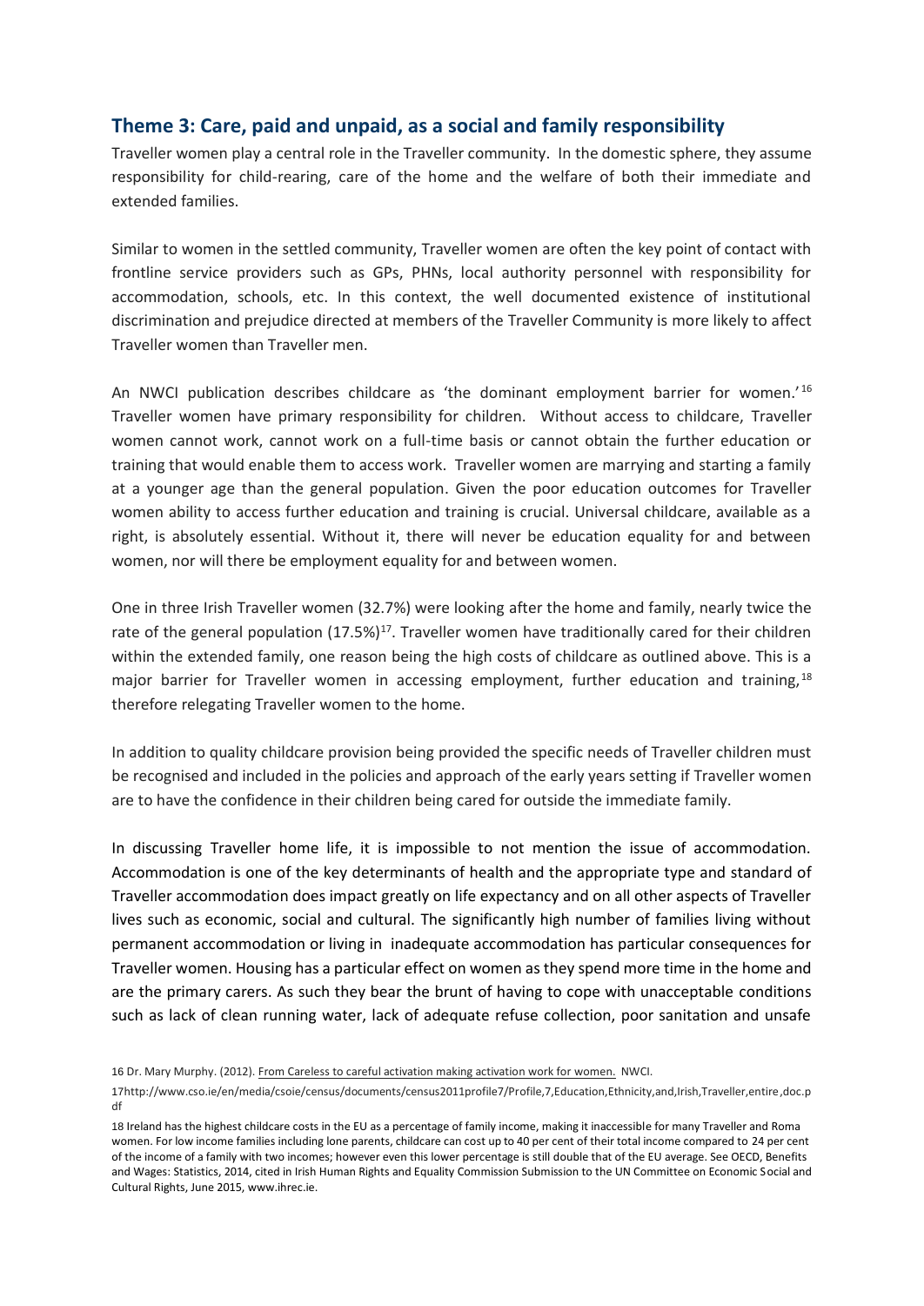## Theme 3: Care, paid and unpaid, as a social and family responsibility

Traveller women play a central role in the Traveller community. In the domestic sphere, they assume responsibility for child-rearing, care of the home and the welfare of both their immediate and extended families.

Similar to women in the settled community, Traveller women are often the key point of contact with frontline service providers such as GPs, PHNs, local authority personnel with responsibility for accommodation, schools, etc. In this context, the well documented existence of institutional discrimination and prejudice directed at members of the Traveller Community is more likely to affect Traveller women than Traveller men.

An NWCI publication describes childcare as 'the dominant employment barrier for women.'[16] Traveller women have primary responsibility for children. Without access to childcare, Traveller women cannot work, cannot work on a full-time basis or cannot obtain the further education or training that would enable them to access work. Traveller women are marrying and starting a family at a younger age than the general population. Given the poor education outcomes for Traveller women ability to access further education and training is crucial. Universal childcare, available as a right, is absolutely essential. Without it, there will never be education equality for and between women, nor will there be employment equality for and between women.

One in three Irish Traveller women (32.7%) were looking after the home and family, nearly twice the rate of the general population (17.5%)[17]. Traveller women have traditionally cared for their children within the extended family, one reason being the high costs of childcare as outlined above. This is a major barrier for Traveller women in accessing employment, further education and training,[18] therefore relegating Traveller women to the home.

In addition to quality childcare provision being provided the specific needs of Traveller children must be recognised and included in the policies and approach of the early years setting if Traveller women are to have the confidence in their children being cared for outside the immediate family.

In discussing Traveller home life, it is impossible to not mention the issue of accommodation. Accommodation is one of the key determinants of health and the appropriate type and standard of Traveller accommodation does impact greatly on life expectancy and on all other aspects of Traveller lives such as economic, social and cultural. The significantly high number of families living without permanent accommodation or living in inadequate accommodation has particular consequences for Traveller women. Housing has a particular effect on women as they spend more time in the home and are the primary carers. As such they bear the brunt of having to cope with unacceptable conditions such as lack of clean running water, lack of adequate refuse collection, poor sanitation and unsafe

---

16 Dr. Mary Murphy. (2012). From Careless to careful activation making activation work for women. NWCI.

17http://www.cso.ie/en/media/csoie/census/documents/census2011profile7/Profile,7,Education,Ethnicity,and,Irish,Traveller,entire,doc.pdf

18 Ireland has the highest childcare costs in the EU as a percentage of family income, making it inaccessible for many Traveller and Roma women. For low income families including lone parents, childcare can cost up to 40 per cent of their total income compared to 24 per cent of the income of a family with two incomes; however even this lower percentage is still double that of the EU average. See OECD, Benefits and Wages: Statistics, 2014, cited in Irish Human Rights and Equality Commission Submission to the UN Committee on Economic Social and Cultural Rights, June 2015, www.ihrec.ie.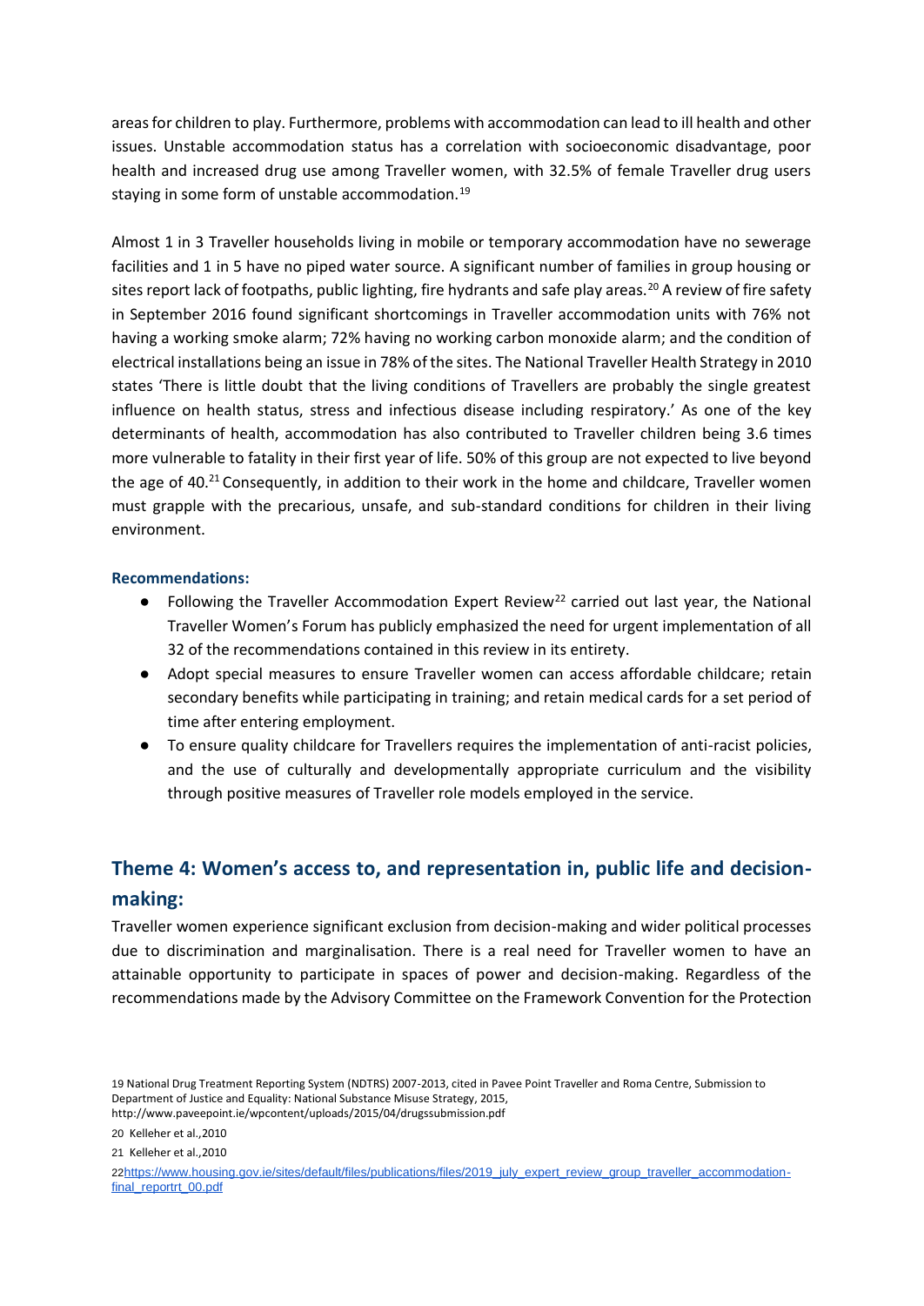areas for children to play. Furthermore, problems with accommodation can lead to ill health and other issues. Unstable accommodation status has a correlation with socioeconomic disadvantage, poor health and increased drug use among Traveller women, with 32.5% of female Traveller drug users staying in some form of unstable accommodation.[19]

Almost 1 in 3 Traveller households living in mobile or temporary accommodation have no sewerage facilities and 1 in 5 have no piped water source. A significant number of families in group housing or sites report lack of footpaths, public lighting, fire hydrants and safe play areas.[20] A review of fire safety in September 2016 found significant shortcomings in Traveller accommodation units with 76% not having a working smoke alarm; 72% having no working carbon monoxide alarm; and the condition of electrical installations being an issue in 78% of the sites. The National Traveller Health Strategy in 2010 states 'There is little doubt that the living conditions of Travellers are probably the single greatest influence on health status, stress and infectious disease including respiratory.' As one of the key determinants of health, accommodation has also contributed to Traveller children being 3.6 times more vulnerable to fatality in their first year of life. 50% of this group are not expected to live beyond the age of 40.[21] Consequently, in addition to their work in the home and childcare, Traveller women must grapple with the precarious, unsafe, and sub-standard conditions for children in their living environment.

**Recommendations:**

- Following the Traveller Accommodation Expert Review[22] carried out last year, the National Traveller Women's Forum has publicly emphasized the need for urgent implementation of all 32 of the recommendations contained in this review in its entirety.
- Adopt special measures to ensure Traveller women can access affordable childcare; retain secondary benefits while participating in training; and retain medical cards for a set period of time after entering employment.
- To ensure quality childcare for Travellers requires the implementation of anti-racist policies, and the use of culturally and developmentally appropriate curriculum and the visibility through positive measures of Traveller role models employed in the service.

## Theme 4: Women's access to, and representation in, public life and decision-making:

Traveller women experience significant exclusion from decision-making and wider political processes due to discrimination and marginalisation. There is a real need for Traveller women to have an attainable opportunity to participate in spaces of power and decision-making. Regardless of the recommendations made by the Advisory Committee on the Framework Convention for the Protection

19 National Drug Treatment Reporting System (NDTRS) 2007-2013, cited in Pavee Point Traveller and Roma Centre, Submission to Department of Justice and Equality: National Substance Misuse Strategy, 2015, http://www.paveepoint.ie/wpcontent/uploads/2015/04/drugssubmission.pdf

20 Kelleher et al.,2010

21 Kelleher et al.,2010

22 https://www.housing.gov.ie/sites/default/files/publications/files/2019_july_expert_review_group_traveller_accommodation-final_reportrt_00.pdf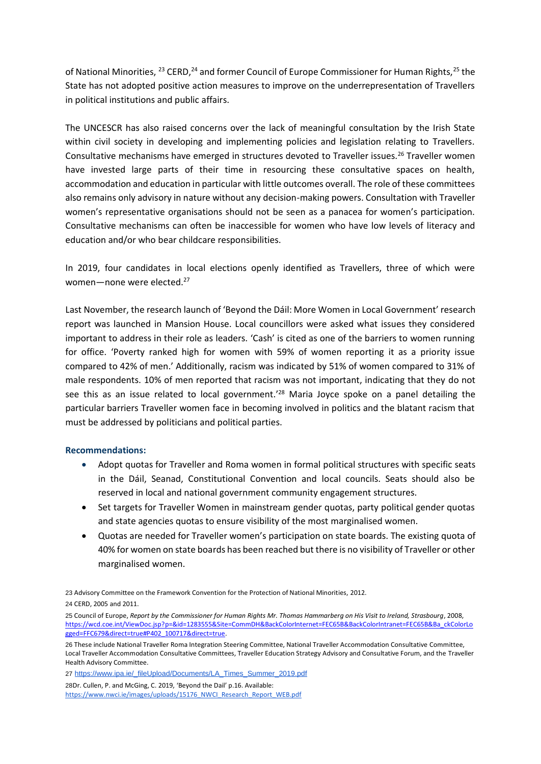of National Minorities, [23] CERD,[24] and former Council of Europe Commissioner for Human Rights,[25] the State has not adopted positive action measures to improve on the underrepresentation of Travellers in political institutions and public affairs.

The UNCESCR has also raised concerns over the lack of meaningful consultation by the Irish State within civil society in developing and implementing policies and legislation relating to Travellers. Consultative mechanisms have emerged in structures devoted to Traveller issues.[26] Traveller women have invested large parts of their time in resourcing these consultative spaces on health, accommodation and education in particular with little outcomes overall. The role of these committees also remains only advisory in nature without any decision-making powers. Consultation with Traveller women's representative organisations should not be seen as a panacea for women's participation. Consultative mechanisms can often be inaccessible for women who have low levels of literacy and education and/or who bear childcare responsibilities.

In 2019, four candidates in local elections openly identified as Travellers, three of which were women—none were elected.[27]

Last November, the research launch of 'Beyond the Dáil: More Women in Local Government' research report was launched in Mansion House. Local councillors were asked what issues they considered important to address in their role as leaders. 'Cash' is cited as one of the barriers to women running for office. 'Poverty ranked high for women with 59% of women reporting it as a priority issue compared to 42% of men.' Additionally, racism was indicated by 51% of women compared to 31% of male respondents. 10% of men reported that racism was not important, indicating that they do not see this as an issue related to local government.'[28] Maria Joyce spoke on a panel detailing the particular barriers Traveller women face in becoming involved in politics and the blatant racism that must be addressed by politicians and political parties.

**Recommendations:**

- Adopt quotas for Traveller and Roma women in formal political structures with specific seats in the Dáil, Seanad, Constitutional Convention and local councils. Seats should also be reserved in local and national government community engagement structures.
- Set targets for Traveller Women in mainstream gender quotas, party political gender quotas and state agencies quotas to ensure visibility of the most marginalised women.
- Quotas are needed for Traveller women's participation on state boards. The existing quota of 40% for women on state boards has been reached but there is no visibility of Traveller or other marginalised women.

23 Advisory Committee on the Framework Convention for the Protection of National Minorities, 2012.

24 CERD, 2005 and 2011.

25 Council of Europe, *Report by the Commissioner for Human Rights Mr. Thomas Hammarberg on His Visit to Ireland, Strasbourg*, 2008, https://wcd.coe.int/ViewDoc.jsp?p=&id=1283555&Site=CommDH&BackColorInternet=FEC65B&BackColorIntranet=FEC65B&Ba_ckColorLogged=FFC679&direct=true#P402_100717&direct=true.

26 These include National Traveller Roma Integration Steering Committee, National Traveller Accommodation Consultative Committee, Local Traveller Accommodation Consultative Committees, Traveller Education Strategy Advisory and Consultative Forum, and the Traveller Health Advisory Committee.

27 https://www.ipa.ie/_fileUpload/Documents/LA_Times_Summer_2019.pdf

28Dr. Cullen, P. and McGing, C. 2019, 'Beyond the Dail' p.16. Available: https://www.nwci.ie/images/uploads/15176_NWCI_Research_Report_WEB.pdf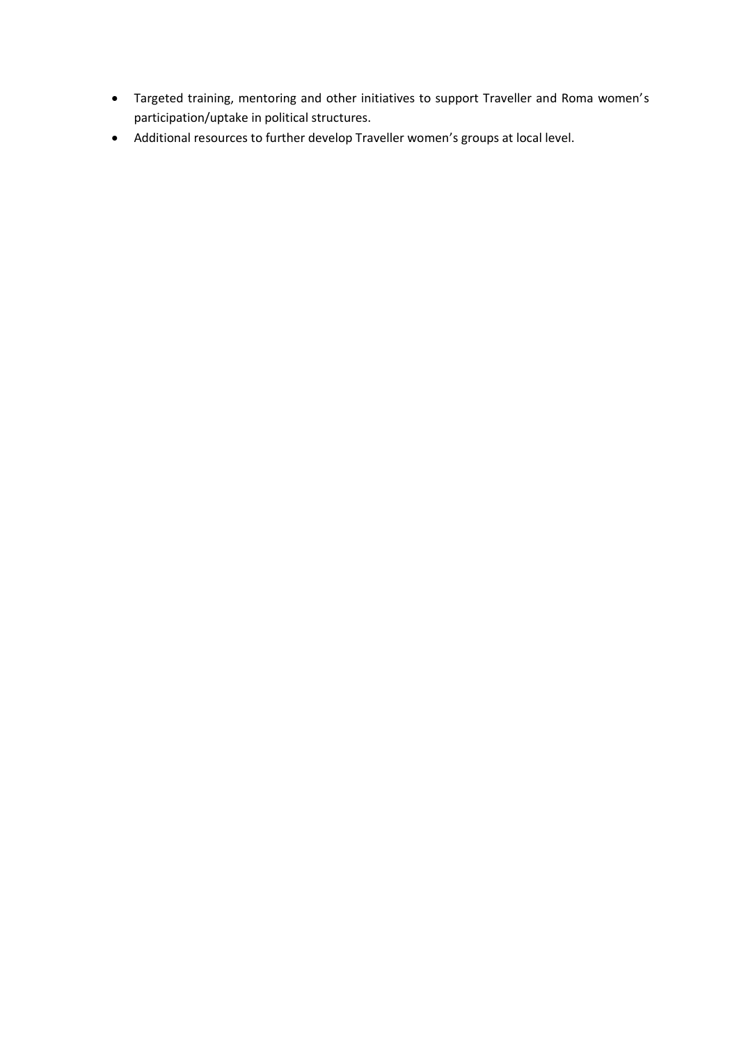- Targeted training, mentoring and other initiatives to support Traveller and Roma women's participation/uptake in political structures.
- Additional resources to further develop Traveller women's groups at local level.